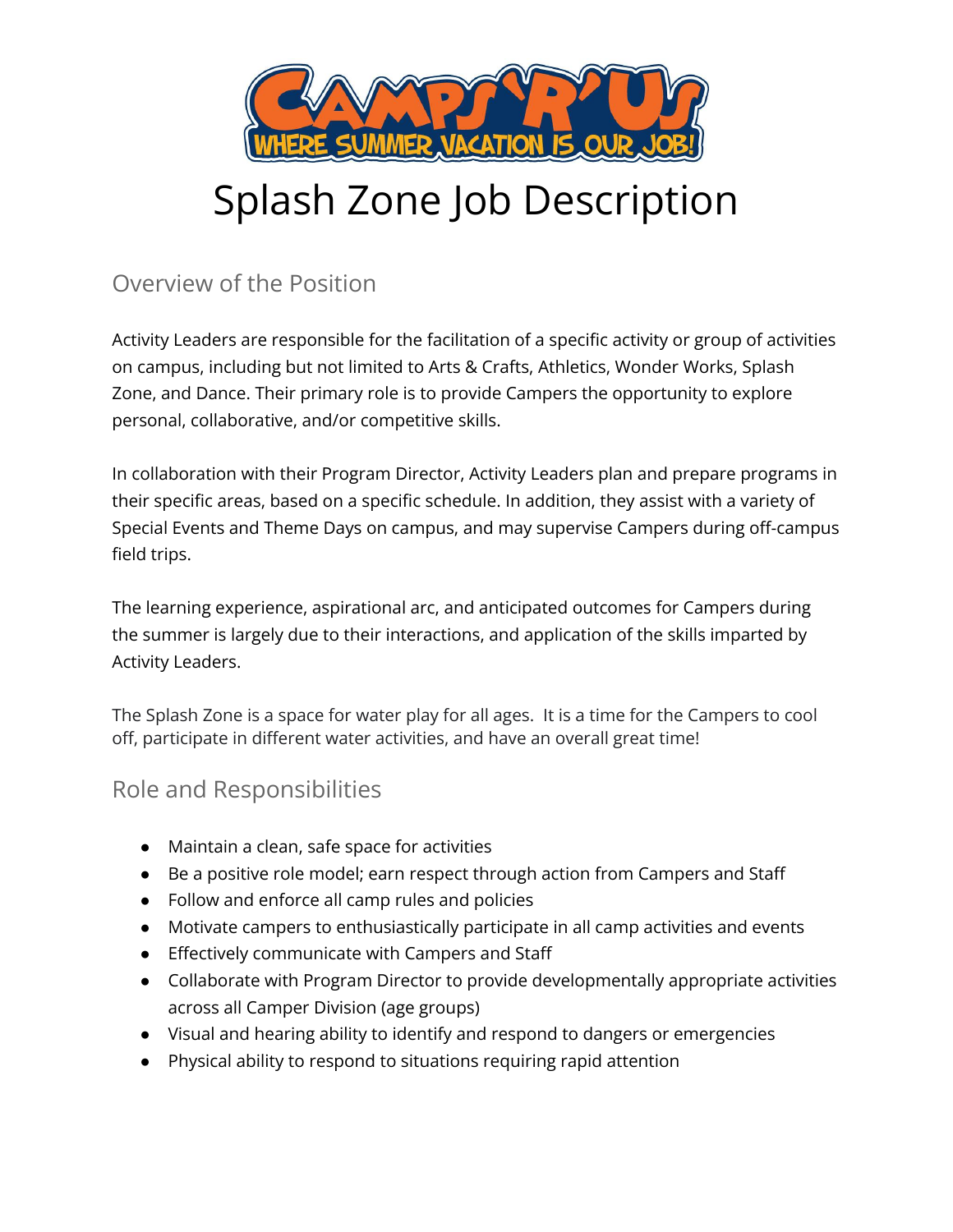# Splash Zone Job Description

## Overview of the Position

Activity Leaders are responsible for the facilitation of a specific activity or group of activities on campus, including but not limited to Arts & Crafts, Athletics, Wonder Works, Splash Zone, and Dance. Their primary role is to provide Campers the opportunity to explore personal, collaborative, and/or competitive skills.

In collaboration with their Program Director, Activity Leaders plan and prepare programs in their specific areas, based on a specific schedule. In addition, they assist with a variety of Special Events and Theme Days on campus, and may supervise Campers during off-campus field trips.

The learning experience, aspirational arc, and anticipated outcomes for Campers during the summer is largely due to their interactions, and application of the skills imparted by Activity Leaders.

The Splash Zone is a space for water play for all ages. It is a time for the Campers to cool off, participate in different water activities, and have an overall great time!

## Role and Responsibilities

- Maintain a clean, safe space for activities
- Be a positive role model; earn respect through action from Campers and Staff
- Follow and enforce all camp rules and policies
- Motivate campers to enthusiastically participate in all camp activities and events
- Effectively communicate with Campers and Staff
- Collaborate with Program Director to provide developmentally appropriate activities across all Camper Division (age groups)
- Visual and hearing ability to identify and respond to dangers or emergencies
- Physical ability to respond to situations requiring rapid attention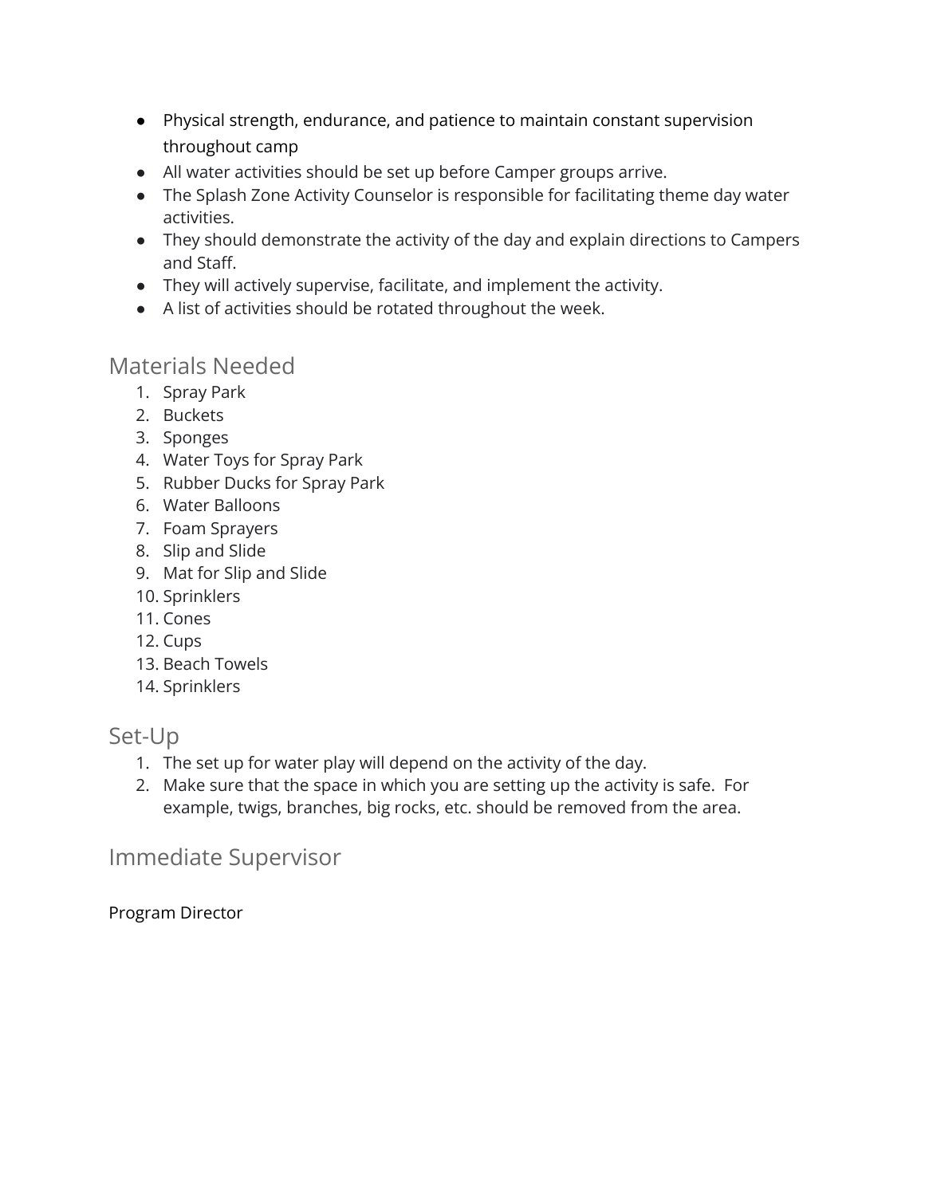- Physical strength, endurance, and patience to maintain constant supervision throughout camp
- All water activities should be set up before Camper groups arrive.
- The Splash Zone Activity Counselor is responsible for facilitating theme day water activities.
- They should demonstrate the activity of the day and explain directions to Campers and Staff.
- They will actively supervise, facilitate, and implement the activity.
- A list of activities should be rotated throughout the week.

## Materials Needed

1. Spray Park
2. Buckets
3. Sponges
4. Water Toys for Spray Park
5. Rubber Ducks for Spray Park
6. Water Balloons
7. Foam Sprayers
8. Slip and Slide
9. Mat for Slip and Slide
10. Sprinklers
11. Cones
12. Cups
13. Beach Towels
14. Sprinklers

## Set-Up

1. The set up for water play will depend on the activity of the day.
2. Make sure that the space in which you are setting up the activity is safe. For example, twigs, branches, big rocks, etc. should be removed from the area.

## Immediate Supervisor

Program Director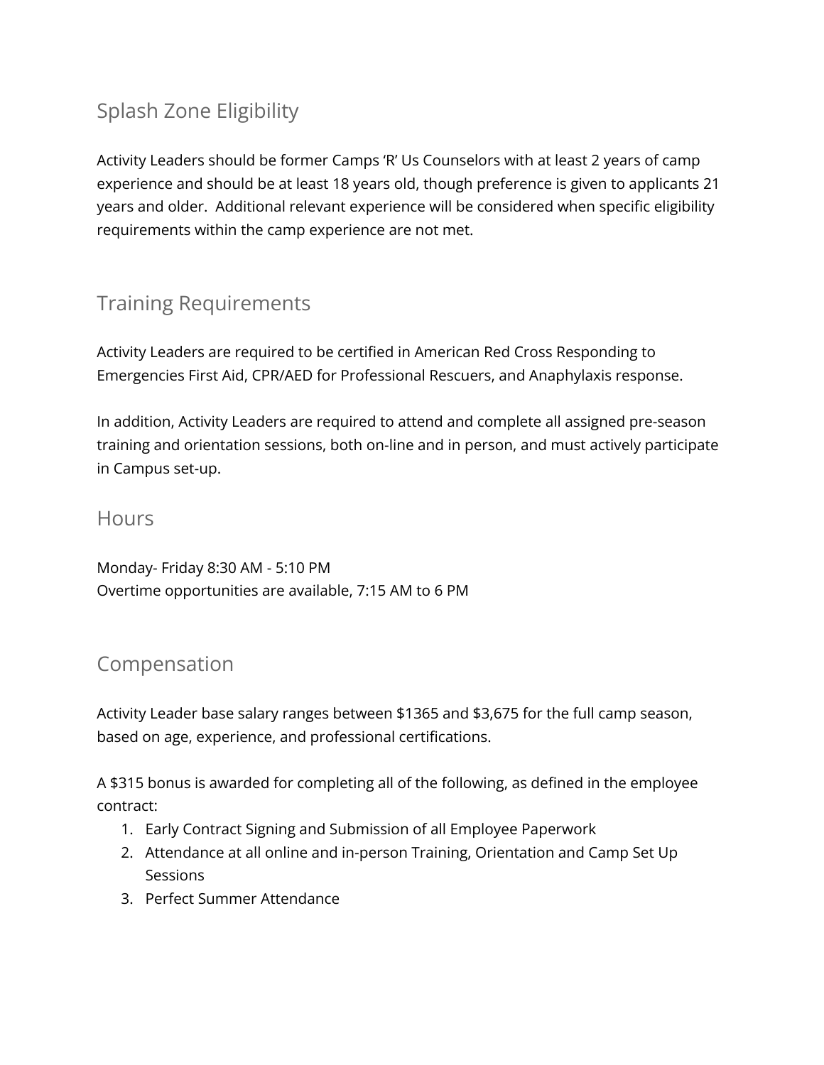## Splash Zone Eligibility

Activity Leaders should be former Camps 'R' Us Counselors with at least 2 years of camp experience and should be at least 18 years old, though preference is given to applicants 21 years and older. Additional relevant experience will be considered when specific eligibility requirements within the camp experience are not met.

## Training Requirements

Activity Leaders are required to be certified in American Red Cross Responding to Emergencies First Aid, CPR/AED for Professional Rescuers, and Anaphylaxis response.

In addition, Activity Leaders are required to attend and complete all assigned pre-season training and orientation sessions, both on-line and in person, and must actively participate in Campus set-up.

## Hours

Monday- Friday 8:30 AM - 5:10 PM
Overtime opportunities are available, 7:15 AM to 6 PM

## Compensation

Activity Leader base salary ranges between $1365 and $3,675 for the full camp season, based on age, experience, and professional certifications.

A $315 bonus is awarded for completing all of the following, as defined in the employee contract:

1. Early Contract Signing and Submission of all Employee Paperwork
2. Attendance at all online and in-person Training, Orientation and Camp Set Up Sessions
3. Perfect Summer Attendance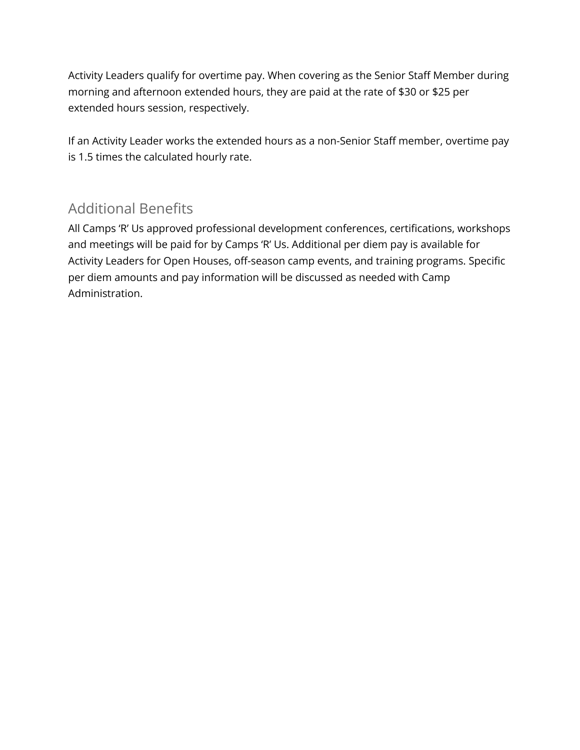Activity Leaders qualify for overtime pay. When covering as the Senior Staff Member during morning and afternoon extended hours, they are paid at the rate of $30 or $25 per extended hours session, respectively.

If an Activity Leader works the extended hours as a non-Senior Staff member, overtime pay is 1.5 times the calculated hourly rate.

## Additional Benefits

All Camps ‘R’ Us approved professional development conferences, certifications, workshops and meetings will be paid for by Camps ‘R’ Us. Additional per diem pay is available for Activity Leaders for Open Houses, off-season camp events, and training programs. Specific per diem amounts and pay information will be discussed as needed with Camp Administration.